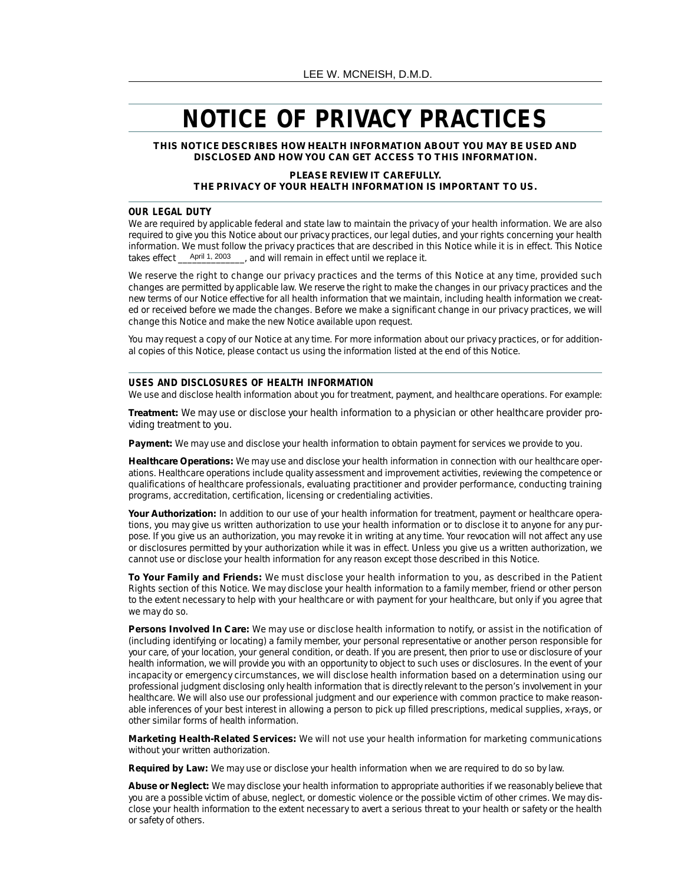LEE W. MCNEISH, D.M.D.

# NOTICE OF PRIVACY PRACTICES

**THIS NOTICE DESCRIBES HOW HEALTH INFORMATION ABOUT YOU MAY BE USED AND DISCLOSED AND HOW YOU CAN GET ACCESS TO THIS INFORMATION.**

**PLEASE REVIEW IT CAREFULLY.**
**THE PRIVACY OF YOUR HEALTH INFORMATION IS IMPORTANT TO US.**

## OUR LEGAL DUTY

We are required by applicable federal and state law to maintain the privacy of your health information. We are also required to give you this Notice about our privacy practices, our legal duties, and your rights concerning your health information. We must follow the privacy practices that are described in this Notice while it is in effect. This Notice takes effect April 1, 2003, and will remain in effect until we replace it.

We reserve the right to change our privacy practices and the terms of this Notice at any time, provided such changes are permitted by applicable law. We reserve the right to make the changes in our privacy practices and the new terms of our Notice effective for all health information that we maintain, including health information we created or received before we made the changes. Before we make a significant change in our privacy practices, we will change this Notice and make the new Notice available upon request.

You may request a copy of our Notice at any time. For more information about our privacy practices, or for additional copies of this Notice, please contact us using the information listed at the end of this Notice.

## USES AND DISCLOSURES OF HEALTH INFORMATION

We use and disclose health information about you for treatment, payment, and healthcare operations. For example:

**Treatment:** We may use or disclose your health information to a physician or other healthcare provider providing treatment to you.

**Payment:** We may use and disclose your health information to obtain payment for services we provide to you.

**Healthcare Operations:** We may use and disclose your health information in connection with our healthcare operations. Healthcare operations include quality assessment and improvement activities, reviewing the competence or qualifications of healthcare professionals, evaluating practitioner and provider performance, conducting training programs, accreditation, certification, licensing or credentialing activities.

**Your Authorization:** In addition to our use of your health information for treatment, payment or healthcare operations, you may give us written authorization to use your health information or to disclose it to anyone for any purpose. If you give us an authorization, you may revoke it in writing at any time. Your revocation will not affect any use or disclosures permitted by your authorization while it was in effect. Unless you give us a written authorization, we cannot use or disclose your health information for any reason except those described in this Notice.

**To Your Family and Friends:** We must disclose your health information to you, as described in the Patient Rights section of this Notice. We may disclose your health information to a family member, friend or other person to the extent necessary to help with your healthcare or with payment for your healthcare, but only if you agree that we may do so.

**Persons Involved In Care:** We may use or disclose health information to notify, or assist in the notification of (including identifying or locating) a family member, your personal representative or another person responsible for your care, of your location, your general condition, or death. If you are present, then prior to use or disclosure of your health information, we will provide you with an opportunity to object to such uses or disclosures. In the event of your incapacity or emergency circumstances, we will disclose health information based on a determination using our professional judgment disclosing only health information that is directly relevant to the person's involvement in your healthcare. We will also use our professional judgment and our experience with common practice to make reasonable inferences of your best interest in allowing a person to pick up filled prescriptions, medical supplies, x-rays, or other similar forms of health information.

**Marketing Health-Related Services:** We will not use your health information for marketing communications without your written authorization.

**Required by Law:** We may use or disclose your health information when we are required to do so by law.

**Abuse or Neglect:** We may disclose your health information to appropriate authorities if we reasonably believe that you are a possible victim of abuse, neglect, or domestic violence or the possible victim of other crimes. We may disclose your health information to the extent necessary to avert a serious threat to your health or safety or the health or safety of others.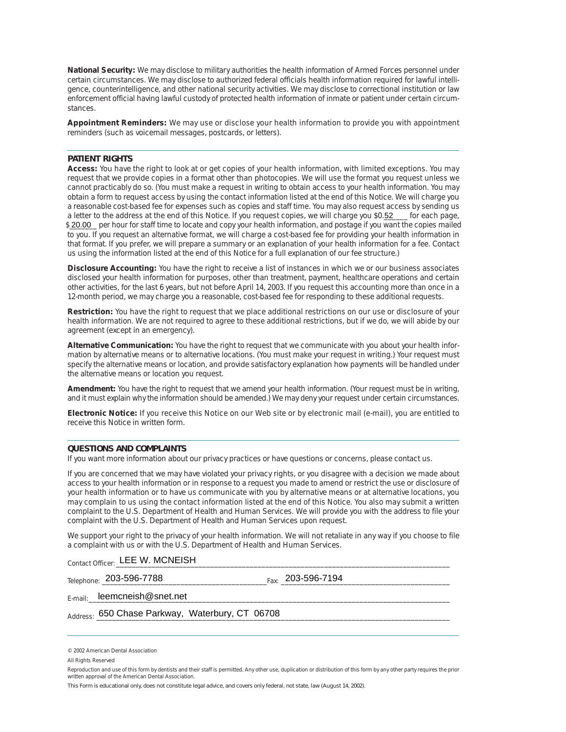**National Security:** We may disclose to military authorities the health information of Armed Forces personnel under certain circumstances. We may disclose to authorized federal officials health information required for lawful intelligence, counterintelligence, and other national security activities. We may disclose to correctional institution or law enforcement official having lawful custody of protected health information of inmate or patient under certain circumstances.

**Appointment Reminders:** We may use or disclose your health information to provide you with appointment reminders (such as voicemail messages, postcards, or letters).

## PATIENT RIGHTS

**Access:** You have the right to look at or get copies of your health information, with limited exceptions. You may request that we provide copies in a format other than photocopies. We will use the format you request unless we cannot practicably do so. (You must make a request in writing to obtain access to your health information. You may obtain a form to request access by using the contact information listed at the end of this Notice. We will charge you a reasonable cost-based fee for expenses such as copies and staff time. You may also request access by sending us a letter to the address at the end of this Notice. If you request copies, we will charge you $0.52 for each page, $20.00 per hour for staff time to locate and copy your health information, and postage if you want the copies mailed to you. If you request an alternative format, we will charge a cost-based fee for providing your health information in that format. If you prefer, we will prepare a summary or an explanation of your health information for a fee. Contact us using the information listed at the end of this Notice for a full explanation of our fee structure.)

**Disclosure Accounting:** You have the right to receive a list of instances in which we or our business associates disclosed your health information for purposes, other than treatment, payment, healthcare operations and certain other activities, for the last 6 years, but not before April 14, 2003. If you request this accounting more than once in a 12-month period, we may charge you a reasonable, cost-based fee for responding to these additional requests.

**Restriction:** You have the right to request that we place additional restrictions on our use or disclosure of your health information. We are not required to agree to these additional restrictions, but if we do, we will abide by our agreement (except in an emergency).

**Alternative Communication:** You have the right to request that we communicate with you about your health information by alternative means or to alternative locations. (You must make your request in writing.) Your request must specify the alternative means or location, and provide satisfactory explanation how payments will be handled under the alternative means or location you request.

**Amendment:** You have the right to request that we amend your health information. (Your request must be in writing, and it must explain why the information should be amended.) We may deny your request under certain circumstances.

**Electronic Notice:** If you receive this Notice on our Web site or by electronic mail (e-mail), you are entitled to receive this Notice in written form.

## QUESTIONS AND COMPLAINTS

If you want more information about our privacy practices or have questions or concerns, please contact us.

If you are concerned that we may have violated your privacy rights, or you disagree with a decision we made about access to your health information or in response to a request you made to amend or restrict the use or disclosure of your health information or to have us communicate with you by alternative means or at alternative locations, you may complain to us using the contact information listed at the end of this Notice. You also may submit a written complaint to the U.S. Department of Health and Human Services. We will provide you with the address to file your complaint with the U.S. Department of Health and Human Services upon request.

We support your right to the privacy of your health information. We will not retaliate in any way if you choose to file a complaint with us or with the U.S. Department of Health and Human Services.

Contact Officer: LEE W. MCNEISH

Telephone: 203-596-7788 Fax: 203-596-7194

E-mail: leemcneish@snet.net

Address: 650 Chase Parkway, Waterbury, CT 06708

© 2002 American Dental Association

All Rights Reserved

Reproduction and use of this form by dentists and their staff is permitted. Any other use, duplication or distribution of this form by any other party requires the prior written approval of the American Dental Association.

This Form is educational only, does not constitute legal advice, and covers only federal, not state, law (August 14, 2002).